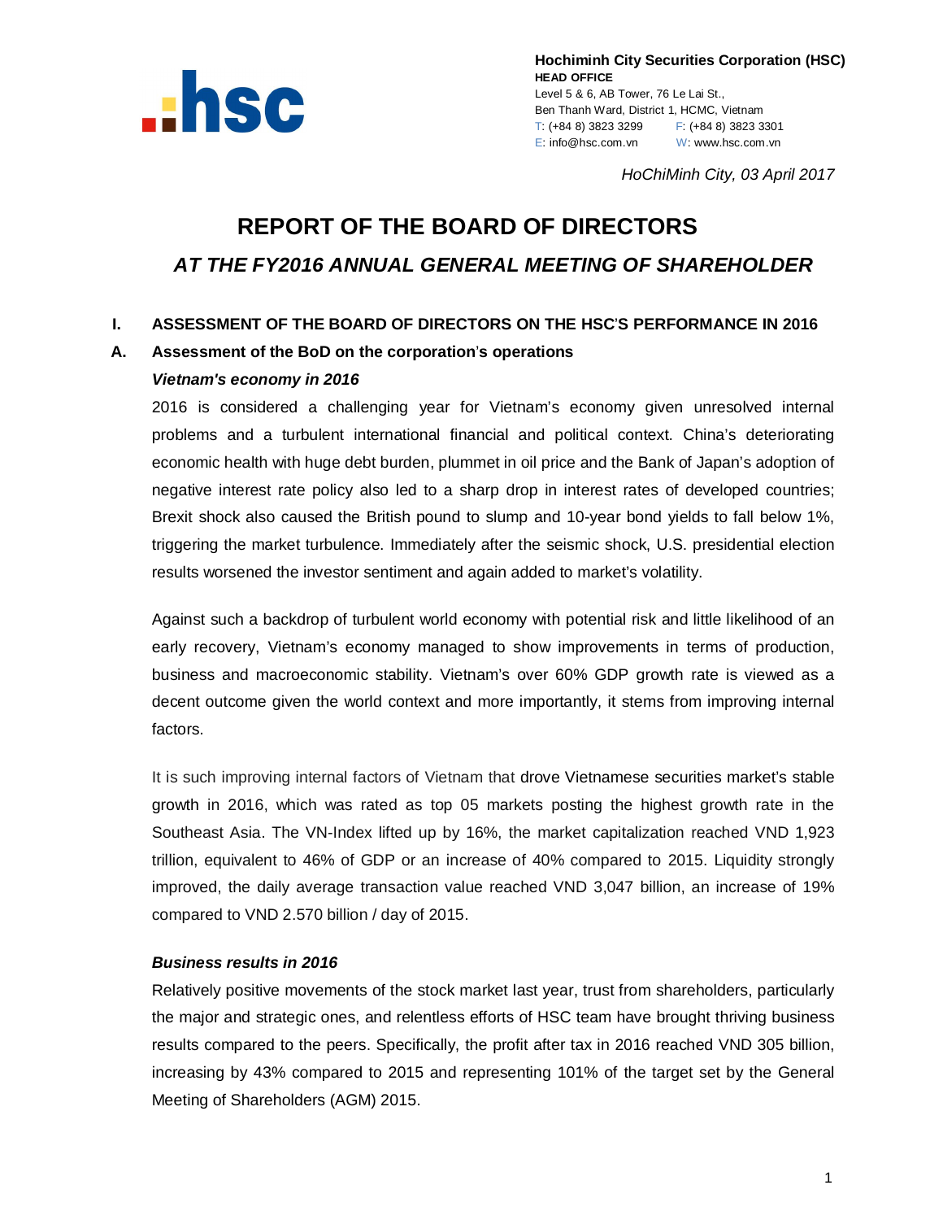**Hochiminh City Securities Corporation (HSC)**
**HEAD OFFICE**
Level 5 & 6, AB Tower, 76 Le Lai St.,
Ben Thanh Ward, District 1, HCMC, Vietnam
T: (+84 8) 3823 3299 F: (+84 8) 3823 3301
E: info@hsc.com.vn W: www.hsc.com.vn

*HoChiMinh City, 03 April 2017*

# REPORT OF THE BOARD OF DIRECTORS

## *AT THE FY2016 ANNUAL GENERAL MEETING OF SHAREHOLDER*

### I. ASSESSMENT OF THE BOARD OF DIRECTORS ON THE HSC'S PERFORMANCE IN 2016

### A. Assessment of the BoD on the corporation's operations

***Vietnam's economy in 2016***

2016 is considered a challenging year for Vietnam's economy given unresolved internal problems and a turbulent international financial and political context. China's deteriorating economic health with huge debt burden, plummet in oil price and the Bank of Japan's adoption of negative interest rate policy also led to a sharp drop in interest rates of developed countries; Brexit shock also caused the British pound to slump and 10-year bond yields to fall below 1%, triggering the market turbulence. Immediately after the seismic shock, U.S. presidential election results worsened the investor sentiment and again added to market's volatility.

Against such a backdrop of turbulent world economy with potential risk and little likelihood of an early recovery, Vietnam's economy managed to show improvements in terms of production, business and macroeconomic stability. Vietnam's over 60% GDP growth rate is viewed as a decent outcome given the world context and more importantly, it stems from improving internal factors.

It is such improving internal factors of Vietnam that drove Vietnamese securities market's stable growth in 2016, which was rated as top 05 markets posting the highest growth rate in the Southeast Asia. The VN-Index lifted up by 16%, the market capitalization reached VND 1,923 trillion, equivalent to 46% of GDP or an increase of 40% compared to 2015. Liquidity strongly improved, the daily average transaction value reached VND 3,047 billion, an increase of 19% compared to VND 2.570 billion / day of 2015.

***Business results in 2016***

Relatively positive movements of the stock market last year, trust from shareholders, particularly the major and strategic ones, and relentless efforts of HSC team have brought thriving business results compared to the peers. Specifically, the profit after tax in 2016 reached VND 305 billion, increasing by 43% compared to 2015 and representing 101% of the target set by the General Meeting of Shareholders (AGM) 2015.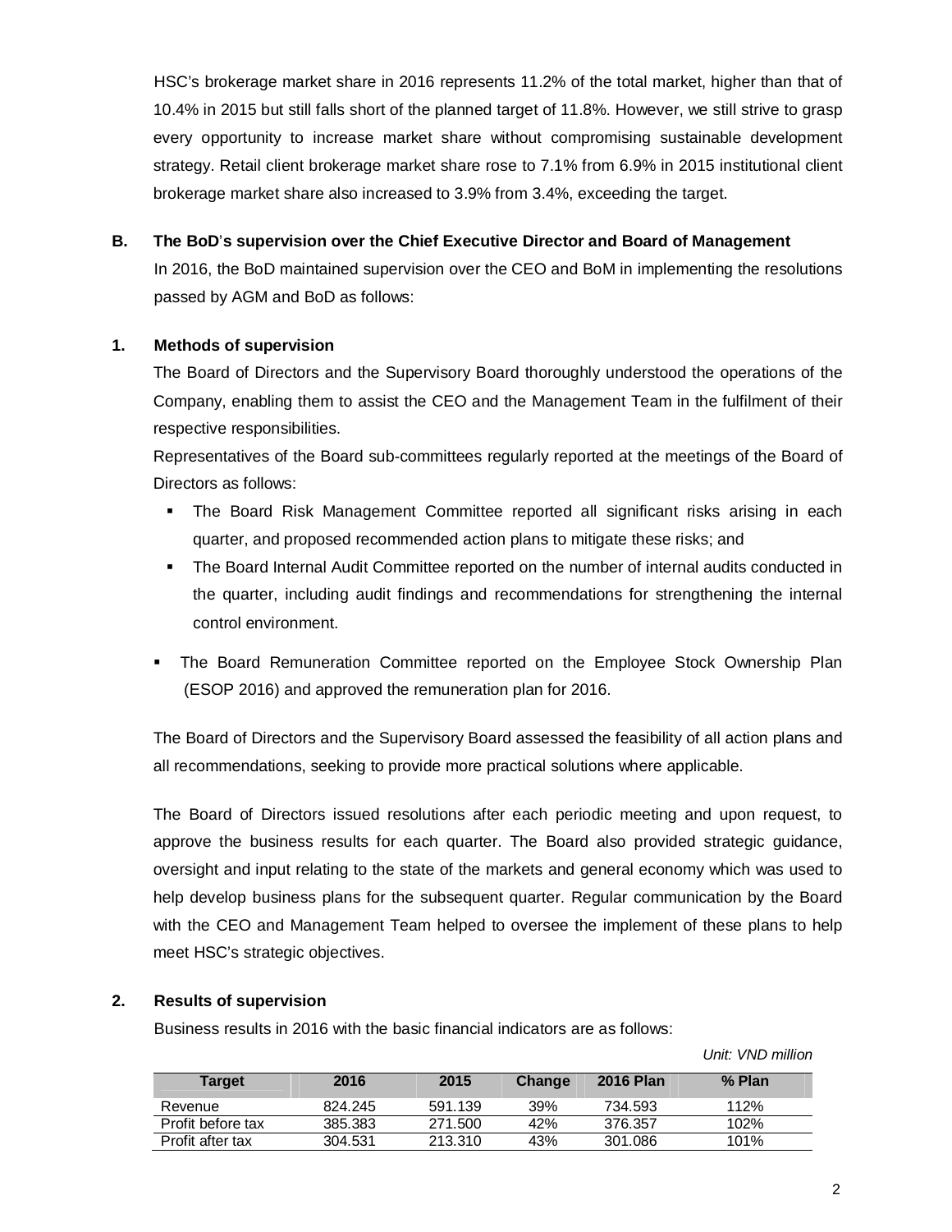HSC's brokerage market share in 2016 represents 11.2% of the total market, higher than that of 10.4% in 2015 but still falls short of the planned target of 11.8%. However, we still strive to grasp every opportunity to increase market share without compromising sustainable development strategy. Retail client brokerage market share rose to 7.1% from 6.9% in 2015 institutional client brokerage market share also increased to 3.9% from 3.4%, exceeding the target.

## B. The BoD's supervision over the Chief Executive Director and Board of Management

In 2016, the BoD maintained supervision over the CEO and BoM in implementing the resolutions passed by AGM and BoD as follows:

### 1. Methods of supervision

The Board of Directors and the Supervisory Board thoroughly understood the operations of the Company, enabling them to assist the CEO and the Management Team in the fulfilment of their respective responsibilities.

Representatives of the Board sub-committees regularly reported at the meetings of the Board of Directors as follows:

- The Board Risk Management Committee reported all significant risks arising in each quarter, and proposed recommended action plans to mitigate these risks; and
- The Board Internal Audit Committee reported on the number of internal audits conducted in the quarter, including audit findings and recommendations for strengthening the internal control environment.
- The Board Remuneration Committee reported on the Employee Stock Ownership Plan (ESOP 2016) and approved the remuneration plan for 2016.

The Board of Directors and the Supervisory Board assessed the feasibility of all action plans and all recommendations, seeking to provide more practical solutions where applicable.

The Board of Directors issued resolutions after each periodic meeting and upon request, to approve the business results for each quarter. The Board also provided strategic guidance, oversight and input relating to the state of the markets and general economy which was used to help develop business plans for the subsequent quarter. Regular communication by the Board with the CEO and Management Team helped to oversee the implement of these plans to help meet HSC's strategic objectives.

### 2. Results of supervision

Business results in 2016 with the basic financial indicators are as follows:

*Unit: VND million*

| Target | 2016 | 2015 | Change | 2016 Plan | % Plan |
|---|---|---|---|---|---|
| Revenue | 824.245 | 591.139 | 39% | 734.593 | 112% |
| Profit before tax | 385.383 | 271.500 | 42% | 376.357 | 102% |
| Profit after tax | 304.531 | 213.310 | 43% | 301.086 | 101% |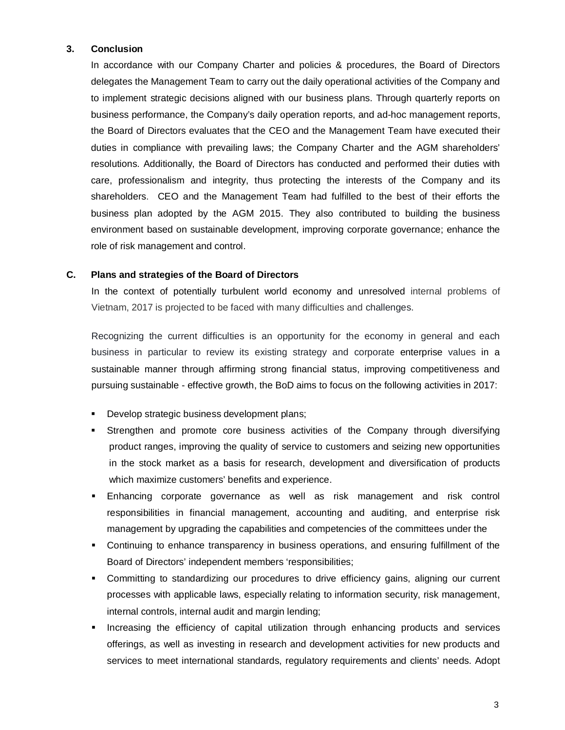### 3. Conclusion

In accordance with our Company Charter and policies & procedures, the Board of Directors delegates the Management Team to carry out the daily operational activities of the Company and to implement strategic decisions aligned with our business plans. Through quarterly reports on business performance, the Company's daily operation reports, and ad-hoc management reports, the Board of Directors evaluates that the CEO and the Management Team have executed their duties in compliance with prevailing laws; the Company Charter and the AGM shareholders' resolutions. Additionally, the Board of Directors has conducted and performed their duties with care, professionalism and integrity, thus protecting the interests of the Company and its shareholders. CEO and the Management Team had fulfilled to the best of their efforts the business plan adopted by the AGM 2015. They also contributed to building the business environment based on sustainable development, improving corporate governance; enhance the role of risk management and control.

## C. Plans and strategies of the Board of Directors

In the context of potentially turbulent world economy and unresolved internal problems of Vietnam, 2017 is projected to be faced with many difficulties and challenges.

Recognizing the current difficulties is an opportunity for the economy in general and each business in particular to review its existing strategy and corporate enterprise values in a sustainable manner through affirming strong financial status, improving competitiveness and pursuing sustainable - effective growth, the BoD aims to focus on the following activities in 2017:

- Develop strategic business development plans;
- Strengthen and promote core business activities of the Company through diversifying product ranges, improving the quality of service to customers and seizing new opportunities in the stock market as a basis for research, development and diversification of products which maximize customers' benefits and experience.
- Enhancing corporate governance as well as risk management and risk control responsibilities in financial management, accounting and auditing, and enterprise risk management by upgrading the capabilities and competencies of the committees under the
- Continuing to enhance transparency in business operations, and ensuring fulfillment of the Board of Directors' independent members 'responsibilities;
- Committing to standardizing our procedures to drive efficiency gains, aligning our current processes with applicable laws, especially relating to information security, risk management, internal controls, internal audit and margin lending;
- Increasing the efficiency of capital utilization through enhancing products and services offerings, as well as investing in research and development activities for new products and services to meet international standards, regulatory requirements and clients' needs. Adopt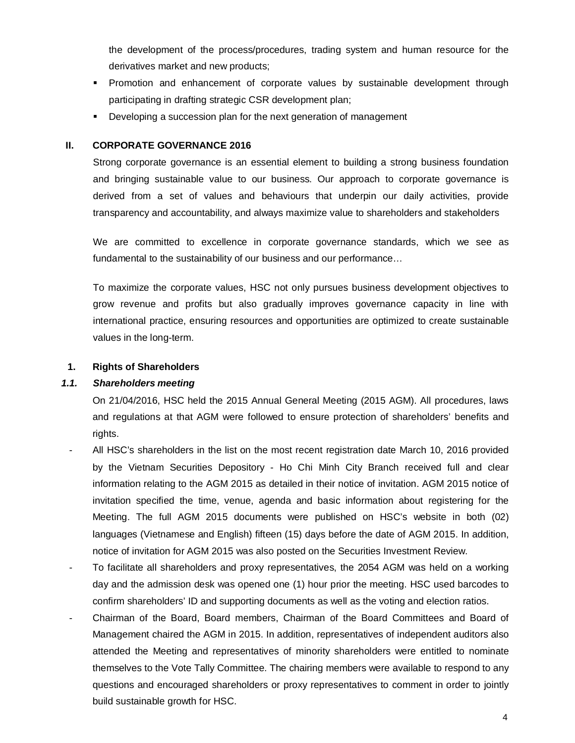the development of the process/procedures, trading system and human resource for the derivatives market and new products;

- Promotion and enhancement of corporate values by sustainable development through participating in drafting strategic CSR development plan;
- Developing a succession plan for the next generation of management

## II. CORPORATE GOVERNANCE 2016

Strong corporate governance is an essential element to building a strong business foundation and bringing sustainable value to our business. Our approach to corporate governance is derived from a set of values and behaviours that underpin our daily activities, provide transparency and accountability, and always maximize value to shareholders and stakeholders

We are committed to excellence in corporate governance standards, which we see as fundamental to the sustainability of our business and our performance…

To maximize the corporate values, HSC not only pursues business development objectives to grow revenue and profits but also gradually improves governance capacity in line with international practice, ensuring resources and opportunities are optimized to create sustainable values in the long-term.

### 1. Rights of Shareholders

#### *1.1. Shareholders meeting*

On 21/04/2016, HSC held the 2015 Annual General Meeting (2015 AGM). All procedures, laws and regulations at that AGM were followed to ensure protection of shareholders' benefits and rights.

- All HSC's shareholders in the list on the most recent registration date March 10, 2016 provided by the Vietnam Securities Depository - Ho Chi Minh City Branch received full and clear information relating to the AGM 2015 as detailed in their notice of invitation. AGM 2015 notice of invitation specified the time, venue, agenda and basic information about registering for the Meeting. The full AGM 2015 documents were published on HSC's website in both (02) languages (Vietnamese and English) fifteen (15) days before the date of AGM 2015. In addition, notice of invitation for AGM 2015 was also posted on the Securities Investment Review.
- To facilitate all shareholders and proxy representatives, the 2054 AGM was held on a working day and the admission desk was opened one (1) hour prior the meeting. HSC used barcodes to confirm shareholders' ID and supporting documents as well as the voting and election ratios.
- Chairman of the Board, Board members, Chairman of the Board Committees and Board of Management chaired the AGM in 2015. In addition, representatives of independent auditors also attended the Meeting and representatives of minority shareholders were entitled to nominate themselves to the Vote Tally Committee. The chairing members were available to respond to any questions and encouraged shareholders or proxy representatives to comment in order to jointly build sustainable growth for HSC.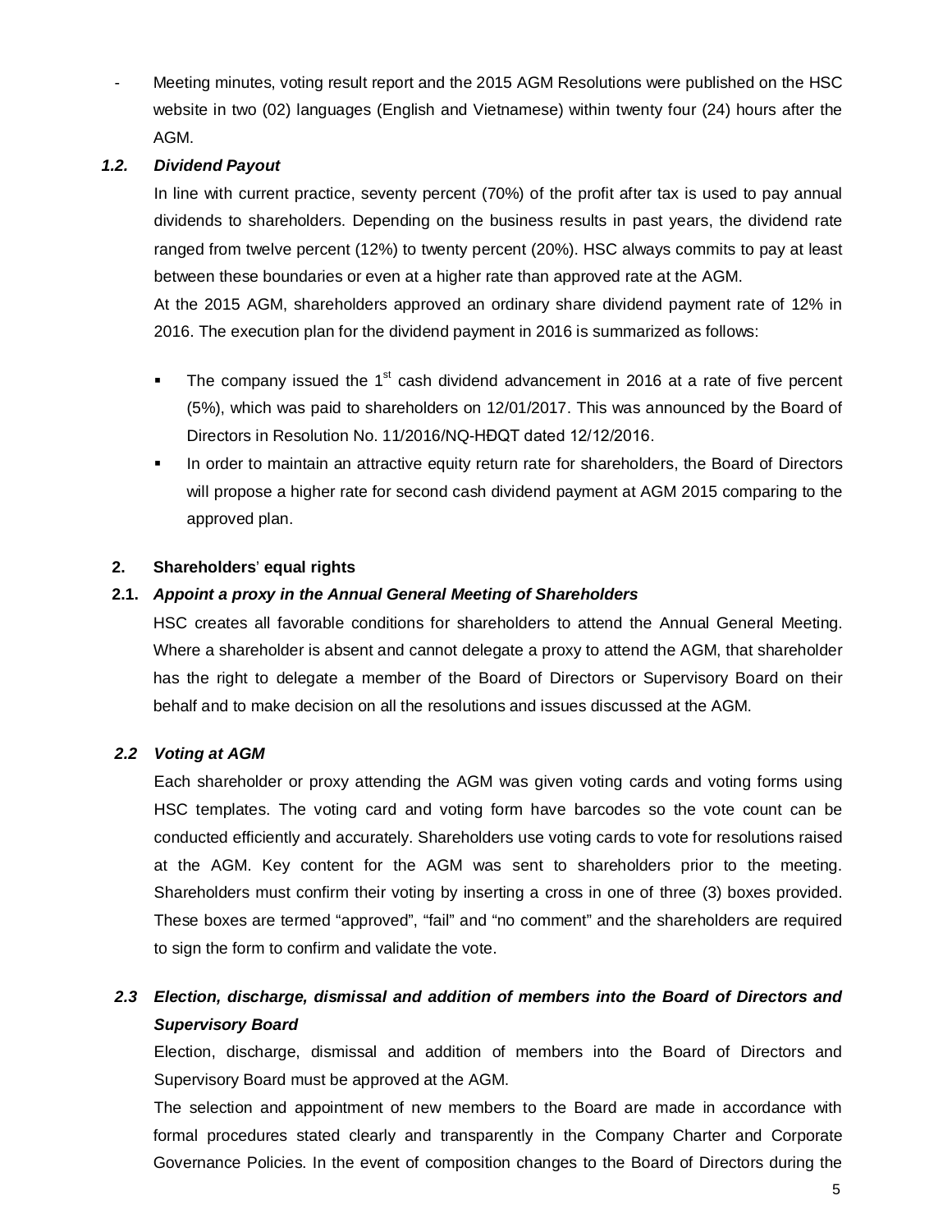- Meeting minutes, voting result report and the 2015 AGM Resolutions were published on the HSC website in two (02) languages (English and Vietnamese) within twenty four (24) hours after the AGM.

### *1.2. Dividend Payout*

In line with current practice, seventy percent (70%) of the profit after tax is used to pay annual dividends to shareholders. Depending on the business results in past years, the dividend rate ranged from twelve percent (12%) to twenty percent (20%). HSC always commits to pay at least between these boundaries or even at a higher rate than approved rate at the AGM.

At the 2015 AGM, shareholders approved an ordinary share dividend payment rate of 12% in 2016. The execution plan for the dividend payment in 2016 is summarized as follows:

- The company issued the 1st cash dividend advancement in 2016 at a rate of five percent (5%), which was paid to shareholders on 12/01/2017. This was announced by the Board of Directors in Resolution No. 11/2016/NQ-HĐQT dated 12/12/2016.
- In order to maintain an attractive equity return rate for shareholders, the Board of Directors will propose a higher rate for second cash dividend payment at AGM 2015 comparing to the approved plan.

## 2. Shareholders' equal rights

### 2.1. *Appoint a proxy in the Annual General Meeting of Shareholders*

HSC creates all favorable conditions for shareholders to attend the Annual General Meeting. Where a shareholder is absent and cannot delegate a proxy to attend the AGM, that shareholder has the right to delegate a member of the Board of Directors or Supervisory Board on their behalf and to make decision on all the resolutions and issues discussed at the AGM.

### *2.2 Voting at AGM*

Each shareholder or proxy attending the AGM was given voting cards and voting forms using HSC templates. The voting card and voting form have barcodes so the vote count can be conducted efficiently and accurately. Shareholders use voting cards to vote for resolutions raised at the AGM. Key content for the AGM was sent to shareholders prior to the meeting. Shareholders must confirm their voting by inserting a cross in one of three (3) boxes provided. These boxes are termed "approved", "fail" and "no comment" and the shareholders are required to sign the form to confirm and validate the vote.

### *2.3 Election, discharge, dismissal and addition of members into the Board of Directors and Supervisory Board*

Election, discharge, dismissal and addition of members into the Board of Directors and Supervisory Board must be approved at the AGM.

The selection and appointment of new members to the Board are made in accordance with formal procedures stated clearly and transparently in the Company Charter and Corporate Governance Policies. In the event of composition changes to the Board of Directors during the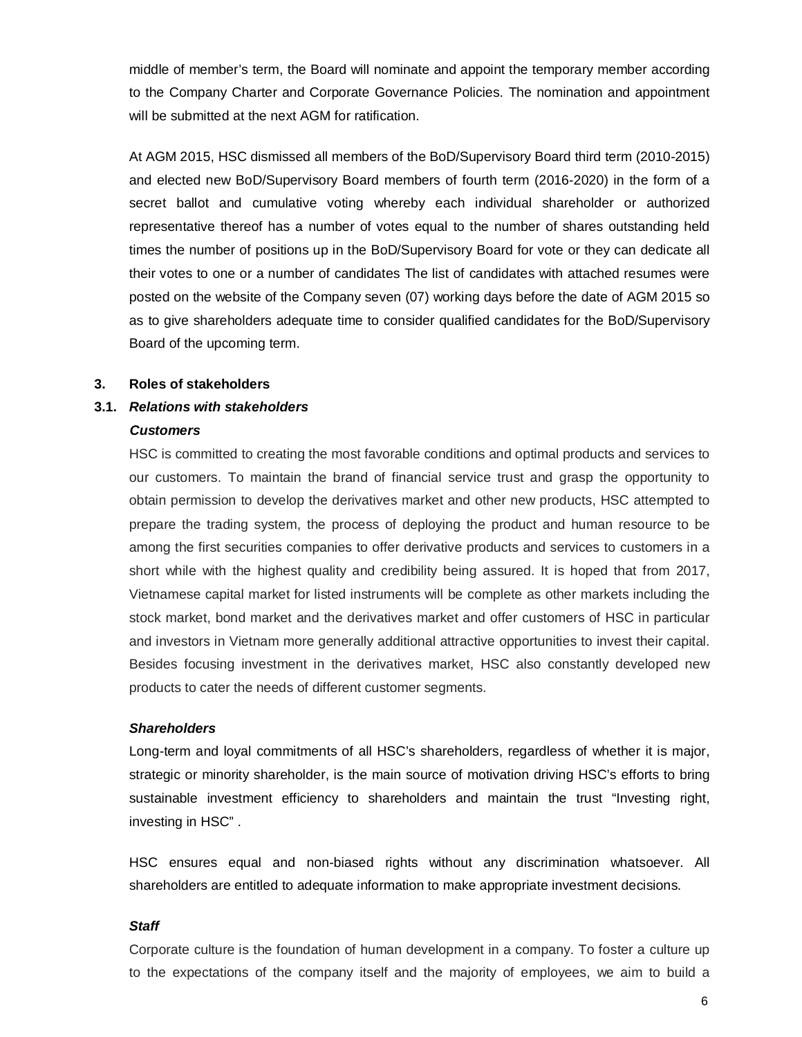middle of member's term, the Board will nominate and appoint the temporary member according to the Company Charter and Corporate Governance Policies. The nomination and appointment will be submitted at the next AGM for ratification.

At AGM 2015, HSC dismissed all members of the BoD/Supervisory Board third term (2010-2015) and elected new BoD/Supervisory Board members of fourth term (2016-2020) in the form of a secret ballot and cumulative voting whereby each individual shareholder or authorized representative thereof has a number of votes equal to the number of shares outstanding held times the number of positions up in the BoD/Supervisory Board for vote or they can dedicate all their votes to one or a number of candidates The list of candidates with attached resumes were posted on the website of the Company seven (07) working days before the date of AGM 2015 so as to give shareholders adequate time to consider qualified candidates for the BoD/Supervisory Board of the upcoming term.

## 3. Roles of stakeholders

### 3.1. *Relations with stakeholders*

***Customers***

HSC is committed to creating the most favorable conditions and optimal products and services to our customers. To maintain the brand of financial service trust and grasp the opportunity to obtain permission to develop the derivatives market and other new products, HSC attempted to prepare the trading system, the process of deploying the product and human resource to be among the first securities companies to offer derivative products and services to customers in a short while with the highest quality and credibility being assured. It is hoped that from 2017, Vietnamese capital market for listed instruments will be complete as other markets including the stock market, bond market and the derivatives market and offer customers of HSC in particular and investors in Vietnam more generally additional attractive opportunities to invest their capital. Besides focusing investment in the derivatives market, HSC also constantly developed new products to cater the needs of different customer segments.

***Shareholders***

Long-term and loyal commitments of all HSC's shareholders, regardless of whether it is major, strategic or minority shareholder, is the main source of motivation driving HSC's efforts to bring sustainable investment efficiency to shareholders and maintain the trust "Investing right, investing in HSC" .

HSC ensures equal and non-biased rights without any discrimination whatsoever. All shareholders are entitled to adequate information to make appropriate investment decisions.

***Staff***

Corporate culture is the foundation of human development in a company. To foster a culture up to the expectations of the company itself and the majority of employees, we aim to build a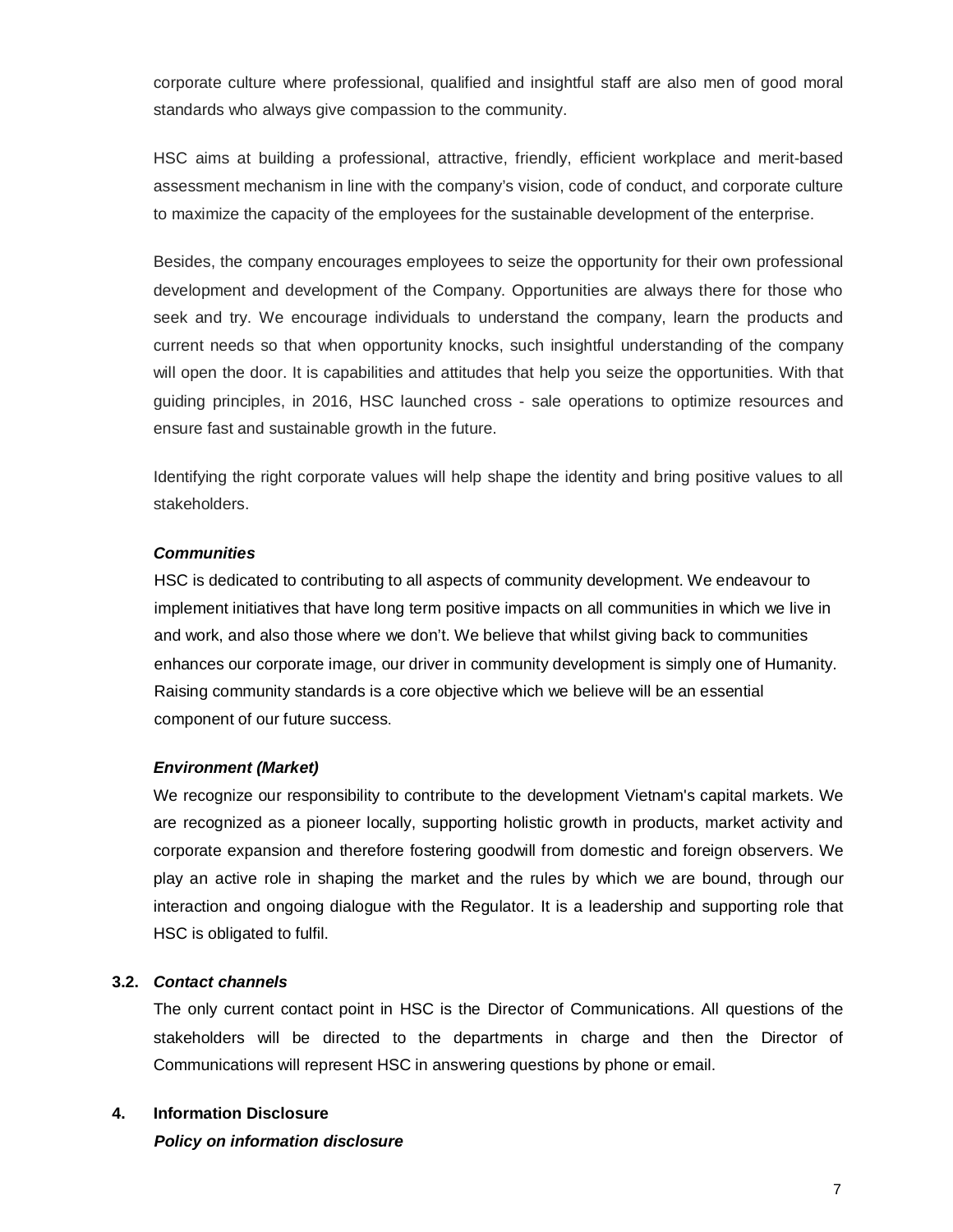corporate culture where professional, qualified and insightful staff are also men of good moral standards who always give compassion to the community.

HSC aims at building a professional, attractive, friendly, efficient workplace and merit-based assessment mechanism in line with the company's vision, code of conduct, and corporate culture to maximize the capacity of the employees for the sustainable development of the enterprise.

Besides, the company encourages employees to seize the opportunity for their own professional development and development of the Company. Opportunities are always there for those who seek and try. We encourage individuals to understand the company, learn the products and current needs so that when opportunity knocks, such insightful understanding of the company will open the door. It is capabilities and attitudes that help you seize the opportunities. With that guiding principles, in 2016, HSC launched cross - sale operations to optimize resources and ensure fast and sustainable growth in the future.

Identifying the right corporate values will help shape the identity and bring positive values to all stakeholders.

***Communities***

HSC is dedicated to contributing to all aspects of community development. We endeavour to implement initiatives that have long term positive impacts on all communities in which we live in and work, and also those where we don't. We believe that whilst giving back to communities enhances our corporate image, our driver in community development is simply one of Humanity. Raising community standards is a core objective which we believe will be an essential component of our future success.

***Environment (Market)***

We recognize our responsibility to contribute to the development Vietnam's capital markets. We are recognized as a pioneer locally, supporting holistic growth in products, market activity and corporate expansion and therefore fostering goodwill from domestic and foreign observers. We play an active role in shaping the market and the rules by which we are bound, through our interaction and ongoing dialogue with the Regulator. It is a leadership and supporting role that HSC is obligated to fulfil.

### 3.2. *Contact channels*

The only current contact point in HSC is the Director of Communications. All questions of the stakeholders will be directed to the departments in charge and then the Director of Communications will represent HSC in answering questions by phone or email.

## 4. Information Disclosure

***Policy on information disclosure***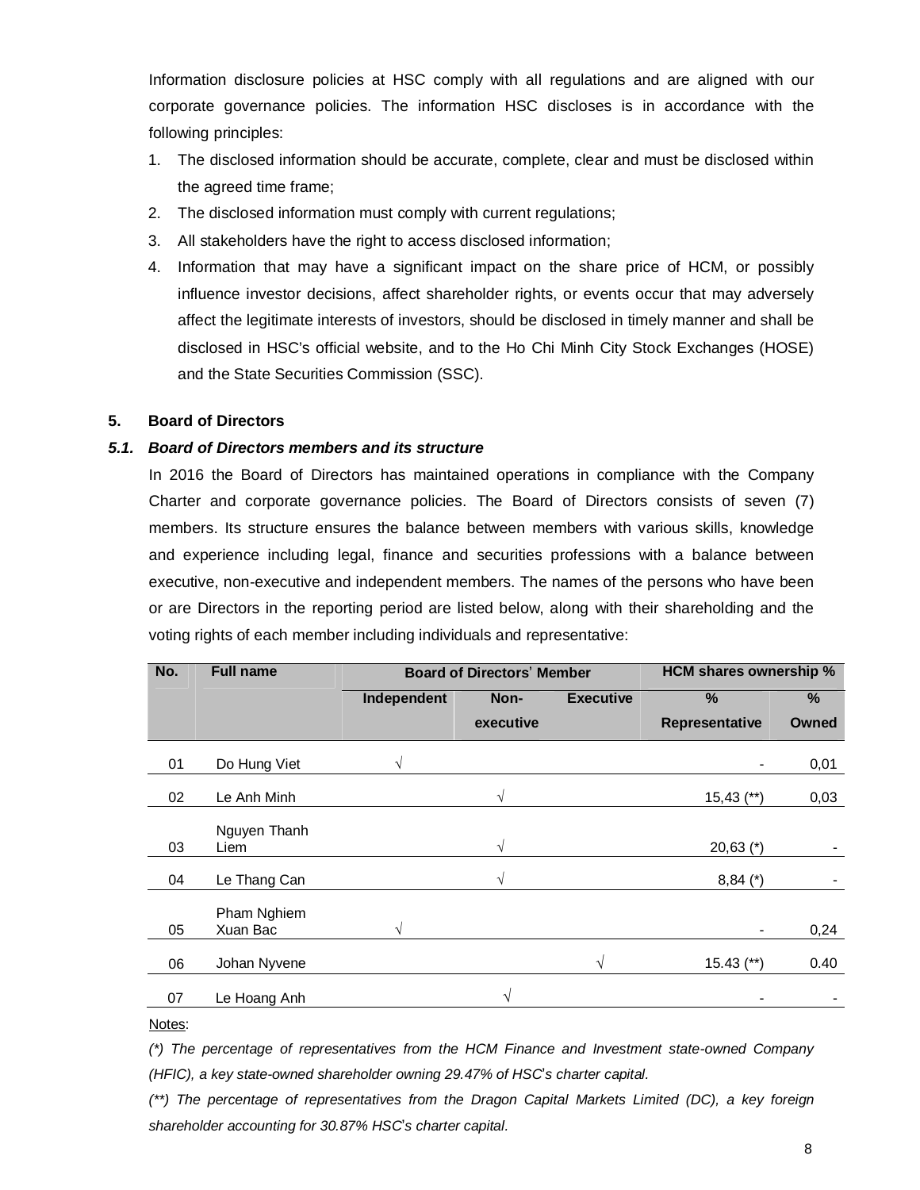Information disclosure policies at HSC comply with all regulations and are aligned with our corporate governance policies. The information HSC discloses is in accordance with the following principles:

1. The disclosed information should be accurate, complete, clear and must be disclosed within the agreed time frame;
2. The disclosed information must comply with current regulations;
3. All stakeholders have the right to access disclosed information;
4. Information that may have a significant impact on the share price of HCM, or possibly influence investor decisions, affect shareholder rights, or events occur that may adversely affect the legitimate interests of investors, should be disclosed in timely manner and shall be disclosed in HSC's official website, and to the Ho Chi Minh City Stock Exchanges (HOSE) and the State Securities Commission (SSC).

## 5. Board of Directors

### *5.1. Board of Directors members and its structure*

In 2016 the Board of Directors has maintained operations in compliance with the Company Charter and corporate governance policies. The Board of Directors consists of seven (7) members. Its structure ensures the balance between members with various skills, knowledge and experience including legal, finance and securities professions with a balance between executive, non-executive and independent members. The names of the persons who have been or are Directors in the reporting period are listed below, along with their shareholding and the voting rights of each member including individuals and representative:

| No. | Full name | Board of Directors' Member | | | HCM shares ownership % | |
|---|---|---|---|---|---|---|
| | | Independent | Non-executive | Executive | % Representative | % Owned |
| 01 | Do Hung Viet | √ | | | - | 0,01 |
| 02 | Le Anh Minh | | √ | | 15,43 (**) | 0,03 |
| 03 | Nguyen Thanh Liem | | √ | | 20,63 (*) | - |
| 04 | Le Thang Can | | √ | | 8,84 (*) | - |
| 05 | Pham Nghiem Xuan Bac | √ | | | - | 0,24 |
| 06 | Johan Nyvene | | | √ | 15.43 (**) | 0.40 |
| 07 | Le Hoang Anh | | √ | | - | - |

Notes:

*(\*) The percentage of representatives from the HCM Finance and Investment state-owned Company (HFIC), a key state-owned shareholder owning 29.47% of HSC's charter capital.*

*(\*\*) The percentage of representatives from the Dragon Capital Markets Limited (DC), a key foreign shareholder accounting for 30.87% HSC's charter capital.*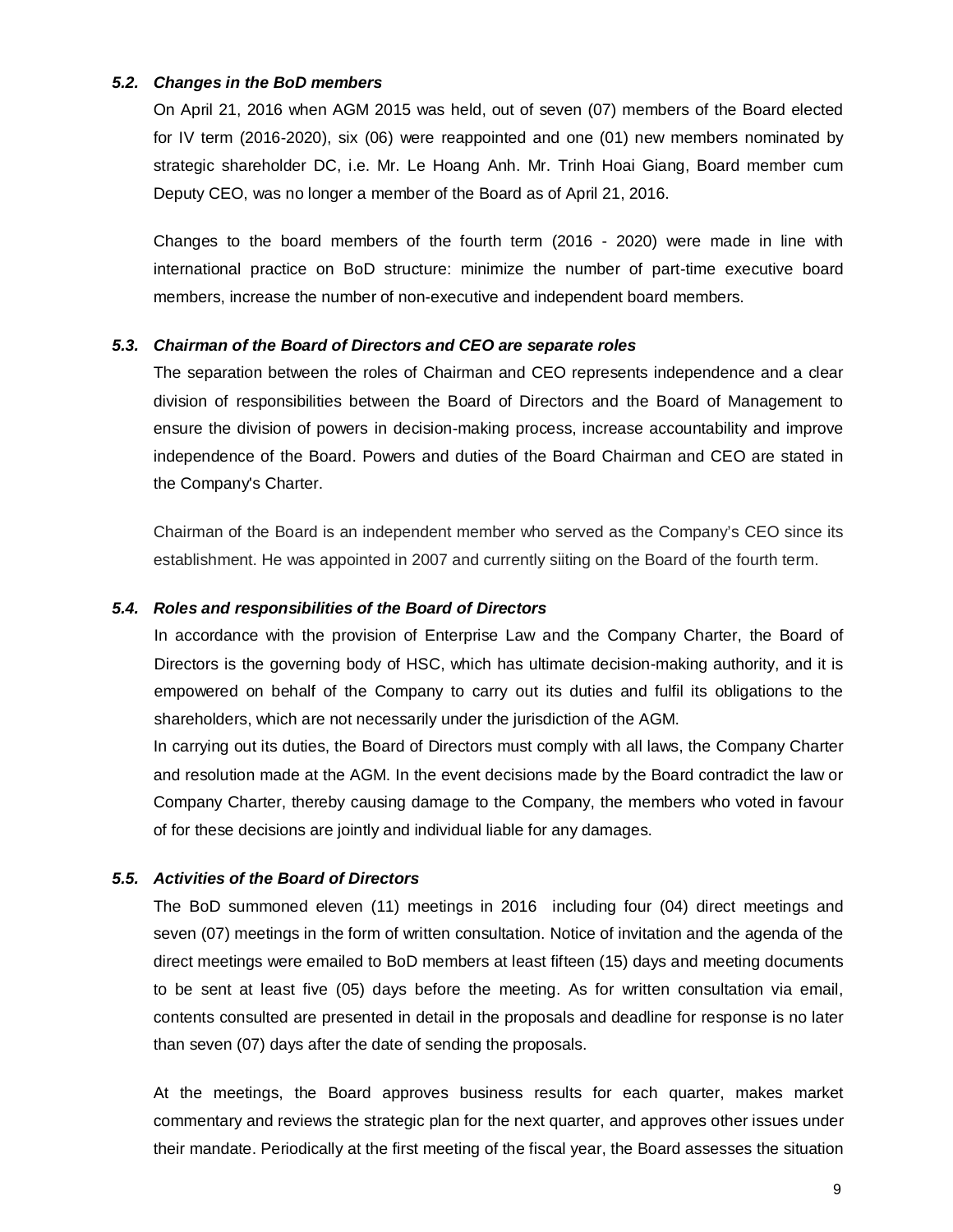### *5.2. Changes in the BoD members*

On April 21, 2016 when AGM 2015 was held, out of seven (07) members of the Board elected for IV term (2016-2020), six (06) were reappointed and one (01) new members nominated by strategic shareholder DC, i.e. Mr. Le Hoang Anh. Mr. Trinh Hoai Giang, Board member cum Deputy CEO, was no longer a member of the Board as of April 21, 2016.

Changes to the board members of the fourth term (2016 - 2020) were made in line with international practice on BoD structure: minimize the number of part-time executive board members, increase the number of non-executive and independent board members.

### *5.3. Chairman of the Board of Directors and CEO are separate roles*

The separation between the roles of Chairman and CEO represents independence and a clear division of responsibilities between the Board of Directors and the Board of Management to ensure the division of powers in decision-making process, increase accountability and improve independence of the Board. Powers and duties of the Board Chairman and CEO are stated in the Company's Charter.

Chairman of the Board is an independent member who served as the Company's CEO since its establishment. He was appointed in 2007 and currently siiting on the Board of the fourth term.

### *5.4. Roles and responsibilities of the Board of Directors*

In accordance with the provision of Enterprise Law and the Company Charter, the Board of Directors is the governing body of HSC, which has ultimate decision-making authority, and it is empowered on behalf of the Company to carry out its duties and fulfil its obligations to the shareholders, which are not necessarily under the jurisdiction of the AGM.

In carrying out its duties, the Board of Directors must comply with all laws, the Company Charter and resolution made at the AGM. In the event decisions made by the Board contradict the law or Company Charter, thereby causing damage to the Company, the members who voted in favour of for these decisions are jointly and individual liable for any damages.

### *5.5. Activities of the Board of Directors*

The BoD summoned eleven (11) meetings in 2016 including four (04) direct meetings and seven (07) meetings in the form of written consultation. Notice of invitation and the agenda of the direct meetings were emailed to BoD members at least fifteen (15) days and meeting documents to be sent at least five (05) days before the meeting. As for written consultation via email, contents consulted are presented in detail in the proposals and deadline for response is no later than seven (07) days after the date of sending the proposals.

At the meetings, the Board approves business results for each quarter, makes market commentary and reviews the strategic plan for the next quarter, and approves other issues under their mandate. Periodically at the first meeting of the fiscal year, the Board assesses the situation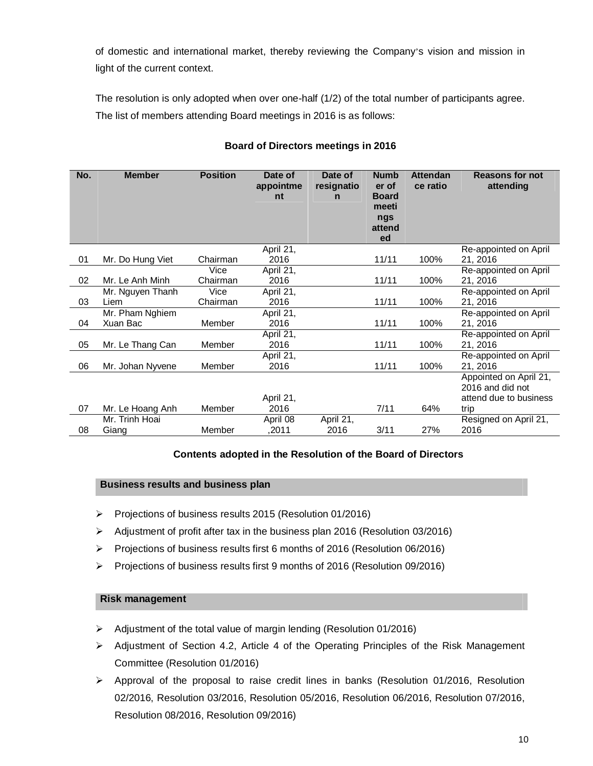of domestic and international market, thereby reviewing the Company's vision and mission in light of the current context.

The resolution is only adopted when over one-half (1/2) of the total number of participants agree. The list of members attending Board meetings in 2016 is as follows:

**Board of Directors meetings in 2016**

| No. | Member | Position | Date of appointment | Date of resignation | Number of Board meetings attended | Attendance ratio | Reasons for not attending |
|---|---|---|---|---|---|---|---|
| 01 | Mr. Do Hung Viet | Chairman | April 21, 2016 | | 11/11 | 100% | Re-appointed on April 21, 2016 |
| 02 | Mr. Le Anh Minh | Vice Chairman | April 21, 2016 | | 11/11 | 100% | Re-appointed on April 21, 2016 |
| 03 | Mr. Nguyen Thanh Liem | Vice Chairman | April 21, 2016 | | 11/11 | 100% | Re-appointed on April 21, 2016 |
| 04 | Mr. Pham Nghiem Xuan Bac | Member | April 21, 2016 | | 11/11 | 100% | Re-appointed on April 21, 2016 |
| 05 | Mr. Le Thang Can | Member | April 21, 2016 | | 11/11 | 100% | Re-appointed on April 21, 2016 |
| 06 | Mr. Johan Nyvene | Member | April 21, 2016 | | 11/11 | 100% | Re-appointed on April 21, 2016 |
| 07 | Mr. Le Hoang Anh | Member | April 21, 2016 | | 7/11 | 64% | Appointed on April 21, 2016 and did not attend due to business trip |
| 08 | Mr. Trinh Hoai Giang | Member | April 08 ,2011 | April 21, 2016 | 3/11 | 27% | Resigned on April 21, 2016 |

**Contents adopted in the Resolution of the Board of Directors**

**Business results and business plan**

- Projections of business results 2015 (Resolution 01/2016)
- Adjustment of profit after tax in the business plan 2016 (Resolution 03/2016)
- Projections of business results first 6 months of 2016 (Resolution 06/2016)
- Projections of business results first 9 months of 2016 (Resolution 09/2016)

**Risk management**

- Adjustment of the total value of margin lending (Resolution 01/2016)
- Adjustment of Section 4.2, Article 4 of the Operating Principles of the Risk Management Committee (Resolution 01/2016)
- Approval of the proposal to raise credit lines in banks (Resolution 01/2016, Resolution 02/2016, Resolution 03/2016, Resolution 05/2016, Resolution 06/2016, Resolution 07/2016, Resolution 08/2016, Resolution 09/2016)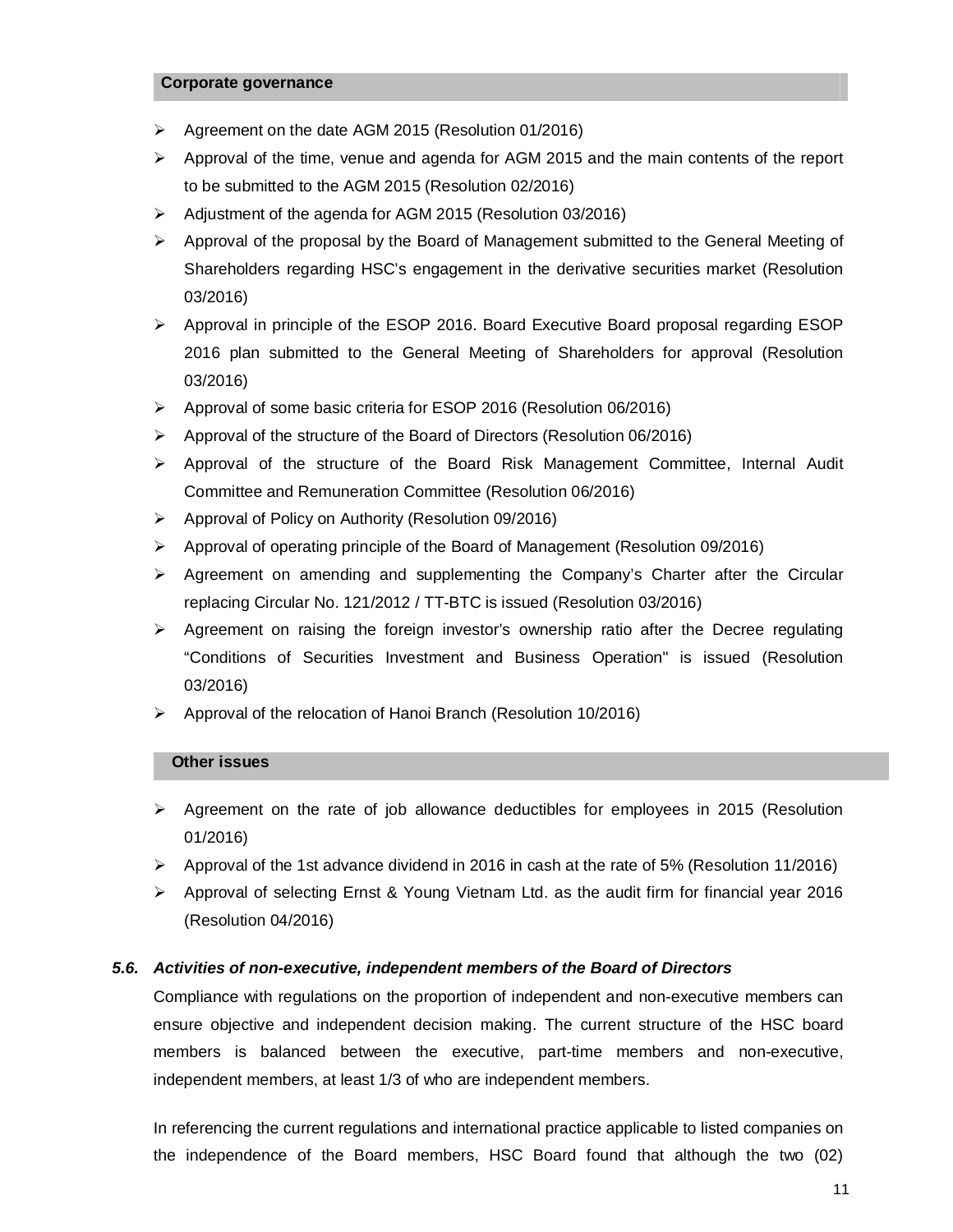**Corporate governance**

- Agreement on the date AGM 2015 (Resolution 01/2016)
- Approval of the time, venue and agenda for AGM 2015 and the main contents of the report to be submitted to the AGM 2015 (Resolution 02/2016)
- Adjustment of the agenda for AGM 2015 (Resolution 03/2016)
- Approval of the proposal by the Board of Management submitted to the General Meeting of Shareholders regarding HSC's engagement in the derivative securities market (Resolution 03/2016)
- Approval in principle of the ESOP 2016. Board Executive Board proposal regarding ESOP 2016 plan submitted to the General Meeting of Shareholders for approval (Resolution 03/2016)
- Approval of some basic criteria for ESOP 2016 (Resolution 06/2016)
- Approval of the structure of the Board of Directors (Resolution 06/2016)
- Approval of the structure of the Board Risk Management Committee, Internal Audit Committee and Remuneration Committee (Resolution 06/2016)
- Approval of Policy on Authority (Resolution 09/2016)
- Approval of operating principle of the Board of Management (Resolution 09/2016)
- Agreement on amending and supplementing the Company's Charter after the Circular replacing Circular No. 121/2012 / TT-BTC is issued (Resolution 03/2016)
- Agreement on raising the foreign investor's ownership ratio after the Decree regulating "Conditions of Securities Investment and Business Operation" is issued (Resolution 03/2016)
- Approval of the relocation of Hanoi Branch (Resolution 10/2016)

**Other issues**

- Agreement on the rate of job allowance deductibles for employees in 2015 (Resolution 01/2016)
- Approval of the 1st advance dividend in 2016 in cash at the rate of 5% (Resolution 11/2016)
- Approval of selecting Ernst & Young Vietnam Ltd. as the audit firm for financial year 2016 (Resolution 04/2016)

### *5.6. Activities of non-executive, independent members of the Board of Directors*

Compliance with regulations on the proportion of independent and non-executive members can ensure objective and independent decision making. The current structure of the HSC board members is balanced between the executive, part-time members and non-executive, independent members, at least 1/3 of who are independent members.

In referencing the current regulations and international practice applicable to listed companies on the independence of the Board members, HSC Board found that although the two (02)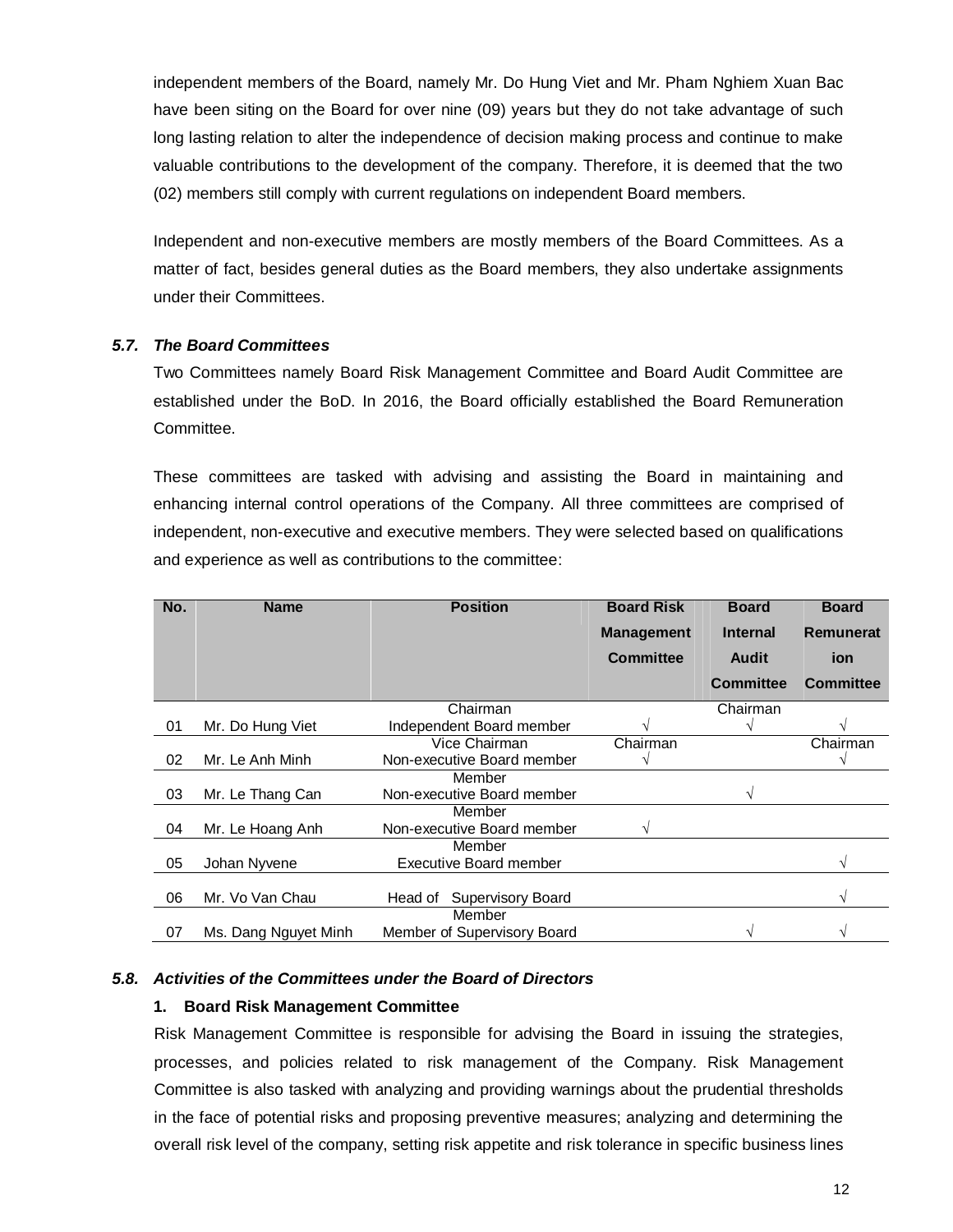independent members of the Board, namely Mr. Do Hung Viet and Mr. Pham Nghiem Xuan Bac have been siting on the Board for over nine (09) years but they do not take advantage of such long lasting relation to alter the independence of decision making process and continue to make valuable contributions to the development of the company. Therefore, it is deemed that the two (02) members still comply with current regulations on independent Board members.

Independent and non-executive members are mostly members of the Board Committees. As a matter of fact, besides general duties as the Board members, they also undertake assignments under their Committees.

### *5.7. The Board Committees*

Two Committees namely Board Risk Management Committee and Board Audit Committee are established under the BoD. In 2016, the Board officially established the Board Remuneration Committee.

These committees are tasked with advising and assisting the Board in maintaining and enhancing internal control operations of the Company. All three committees are comprised of independent, non-executive and executive members. They were selected based on qualifications and experience as well as contributions to the committee:

| No. | Name | Position | Board Risk Management Committee | Board Internal Audit Committee | Board Remuneration Committee |
|---|---|---|---|---|---|
| 01 | Mr. Do Hung Viet | Chairman<br>Independent Board member | √ | Chairman<br>√ | √ |
| 02 | Mr. Le Anh Minh | Vice Chairman<br>Non-executive Board member | Chairman<br>√ | | Chairman<br>√ |
| 03 | Mr. Le Thang Can | Member<br>Non-executive Board member | | √ | |
| 04 | Mr. Le Hoang Anh | Member<br>Non-executive Board member | √ | | |
| 05 | Johan Nyvene | Member<br>Executive Board member | | | √ |
| 06 | Mr. Vo Van Chau | Head of Supervisory Board | | | √ |
| 07 | Ms. Dang Nguyet Minh | Member<br>Member of Supervisory Board | | √ | √ |

### *5.8. Activities of the Committees under the Board of Directors*

**1. Board Risk Management Committee**

Risk Management Committee is responsible for advising the Board in issuing the strategies, processes, and policies related to risk management of the Company. Risk Management Committee is also tasked with analyzing and providing warnings about the prudential thresholds in the face of potential risks and proposing preventive measures; analyzing and determining the overall risk level of the company, setting risk appetite and risk tolerance in specific business lines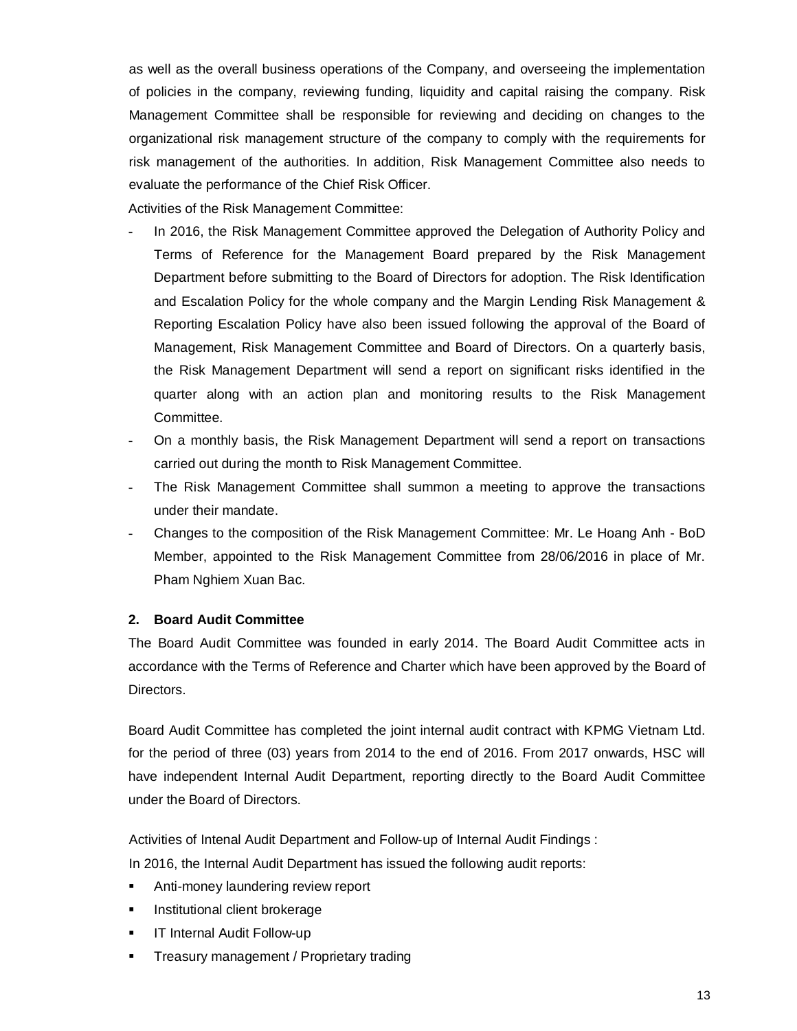as well as the overall business operations of the Company, and overseeing the implementation of policies in the company, reviewing funding, liquidity and capital raising the company. Risk Management Committee shall be responsible for reviewing and deciding on changes to the organizational risk management structure of the company to comply with the requirements for risk management of the authorities. In addition, Risk Management Committee also needs to evaluate the performance of the Chief Risk Officer.

Activities of the Risk Management Committee:

- In 2016, the Risk Management Committee approved the Delegation of Authority Policy and Terms of Reference for the Management Board prepared by the Risk Management Department before submitting to the Board of Directors for adoption. The Risk Identification and Escalation Policy for the whole company and the Margin Lending Risk Management & Reporting Escalation Policy have also been issued following the approval of the Board of Management, Risk Management Committee and Board of Directors. On a quarterly basis, the Risk Management Department will send a report on significant risks identified in the quarter along with an action plan and monitoring results to the Risk Management Committee.
- On a monthly basis, the Risk Management Department will send a report on transactions carried out during the month to Risk Management Committee.
- The Risk Management Committee shall summon a meeting to approve the transactions under their mandate.
- Changes to the composition of the Risk Management Committee: Mr. Le Hoang Anh - BoD Member, appointed to the Risk Management Committee from 28/06/2016 in place of Mr. Pham Nghiem Xuan Bac.

## 2. Board Audit Committee

The Board Audit Committee was founded in early 2014. The Board Audit Committee acts in accordance with the Terms of Reference and Charter which have been approved by the Board of Directors.

Board Audit Committee has completed the joint internal audit contract with KPMG Vietnam Ltd. for the period of three (03) years from 2014 to the end of 2016. From 2017 onwards, HSC will have independent Internal Audit Department, reporting directly to the Board Audit Committee under the Board of Directors.

Activities of Intenal Audit Department and Follow-up of Internal Audit Findings :

In 2016, the Internal Audit Department has issued the following audit reports:

- Anti-money laundering review report
- Institutional client brokerage
- IT Internal Audit Follow-up
- Treasury management / Proprietary trading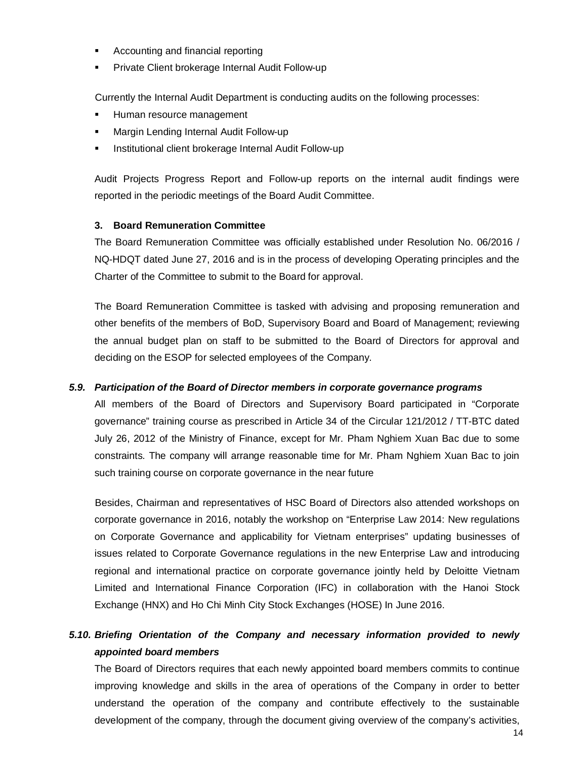- Accounting and financial reporting
- Private Client brokerage Internal Audit Follow-up

Currently the Internal Audit Department is conducting audits on the following processes:

- Human resource management
- Margin Lending Internal Audit Follow-up
- Institutional client brokerage Internal Audit Follow-up

Audit Projects Progress Report and Follow-up reports on the internal audit findings were reported in the periodic meetings of the Board Audit Committee.

**3. Board Remuneration Committee**

The Board Remuneration Committee was officially established under Resolution No. 06/2016 / NQ-HDQT dated June 27, 2016 and is in the process of developing Operating principles and the Charter of the Committee to submit to the Board for approval.

The Board Remuneration Committee is tasked with advising and proposing remuneration and other benefits of the members of BoD, Supervisory Board and Board of Management; reviewing the annual budget plan on staff to be submitted to the Board of Directors for approval and deciding on the ESOP for selected employees of the Company.

### *5.9. Participation of the Board of Director members in corporate governance programs*

All members of the Board of Directors and Supervisory Board participated in "Corporate governance" training course as prescribed in Article 34 of the Circular 121/2012 / TT-BTC dated July 26, 2012 of the Ministry of Finance, except for Mr. Pham Nghiem Xuan Bac due to some constraints. The company will arrange reasonable time for Mr. Pham Nghiem Xuan Bac to join such training course on corporate governance in the near future

Besides, Chairman and representatives of HSC Board of Directors also attended workshops on corporate governance in 2016, notably the workshop on "Enterprise Law 2014: New regulations on Corporate Governance and applicability for Vietnam enterprises" updating businesses of issues related to Corporate Governance regulations in the new Enterprise Law and introducing regional and international practice on corporate governance jointly held by Deloitte Vietnam Limited and International Finance Corporation (IFC) in collaboration with the Hanoi Stock Exchange (HNX) and Ho Chi Minh City Stock Exchanges (HOSE) In June 2016.

### *5.10. Briefing Orientation of the Company and necessary information provided to newly appointed board members*

The Board of Directors requires that each newly appointed board members commits to continue improving knowledge and skills in the area of operations of the Company in order to better understand the operation of the company and contribute effectively to the sustainable development of the company, through the document giving overview of the company's activities,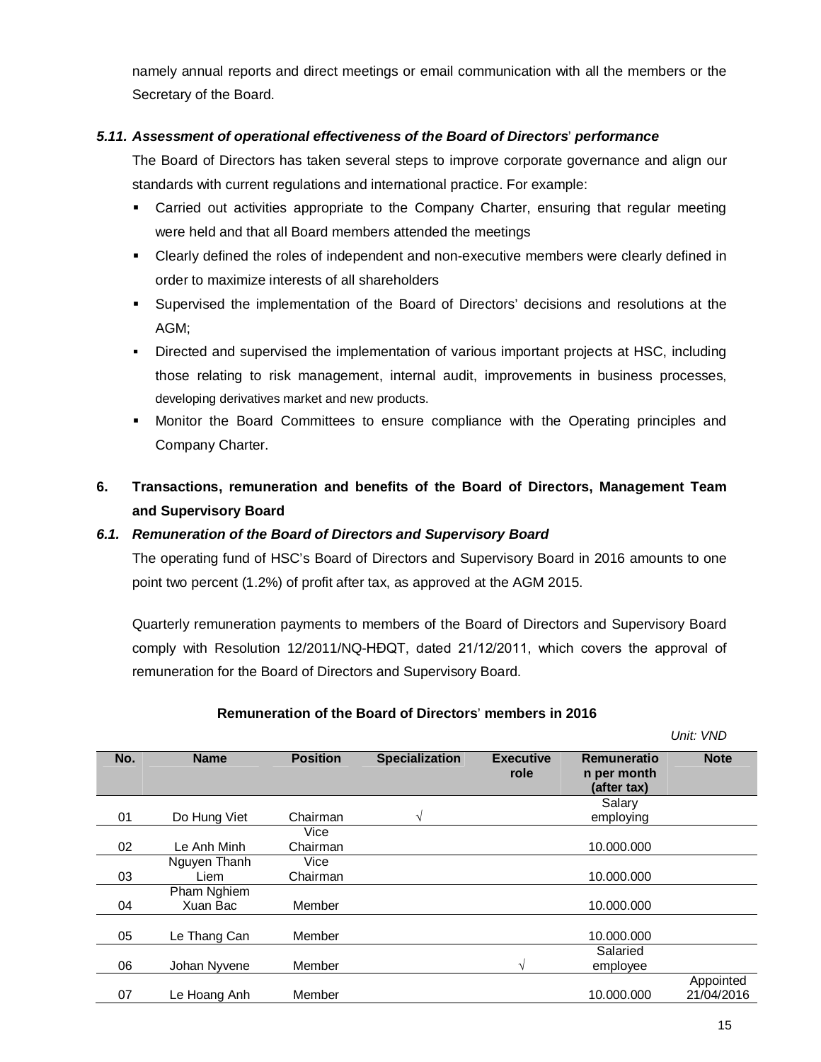namely annual reports and direct meetings or email communication with all the members or the Secretary of the Board.

### *5.11. Assessment of operational effectiveness of the Board of Directors' performance*

The Board of Directors has taken several steps to improve corporate governance and align our standards with current regulations and international practice. For example:

- Carried out activities appropriate to the Company Charter, ensuring that regular meeting were held and that all Board members attended the meetings
- Clearly defined the roles of independent and non-executive members were clearly defined in order to maximize interests of all shareholders
- Supervised the implementation of the Board of Directors' decisions and resolutions at the AGM;
- Directed and supervised the implementation of various important projects at HSC, including those relating to risk management, internal audit, improvements in business processes, developing derivatives market and new products.
- Monitor the Board Committees to ensure compliance with the Operating principles and Company Charter.

## 6. Transactions, remuneration and benefits of the Board of Directors, Management Team and Supervisory Board

### *6.1. Remuneration of the Board of Directors and Supervisory Board*

The operating fund of HSC's Board of Directors and Supervisory Board in 2016 amounts to one point two percent (1.2%) of profit after tax, as approved at the AGM 2015.

Quarterly remuneration payments to members of the Board of Directors and Supervisory Board comply with Resolution 12/2011/NQ-HĐQT, dated 21/12/2011, which covers the approval of remuneration for the Board of Directors and Supervisory Board.

**Remuneration of the Board of Directors' members in 2016**

*Unit: VND*

| No. | Name | Position | Specialization | Executive role | Remuneration per month (after tax) | Note |
|---|---|---|---|---|---|---|
| 01 | Do Hung Viet | Chairman | √ | | Salary employing | |
| 02 | Le Anh Minh | Vice Chairman | | | 10.000.000 | |
| 03 | Nguyen Thanh Liem | Vice Chairman | | | 10.000.000 | |
| 04 | Pham Nghiem Xuan Bac | Member | | | 10.000.000 | |
| 05 | Le Thang Can | Member | | | 10.000.000 | |
| 06 | Johan Nyvene | Member | | √ | Salaried employee | |
| 07 | Le Hoang Anh | Member | | | 10.000.000 | Appointed 21/04/2016 |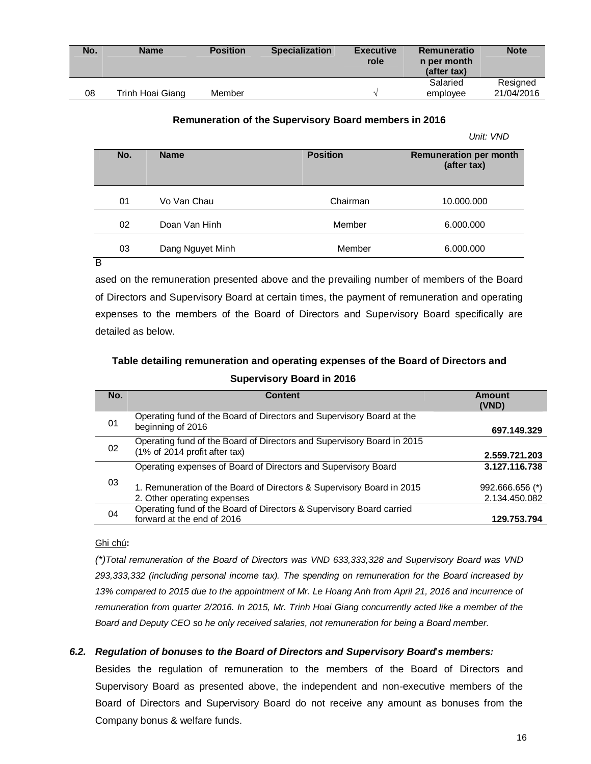| No. | Name | Position | Specialization | Executive role | Remuneration per month (after tax) | Note |
|---|---|---|---|---|---|---|
| 08 | Trinh Hoai Giang | Member | | √ | Salaried employee | Resigned 21/04/2016 |

**Remuneration of the Supervisory Board members in 2016**

*Unit: VND*

| No. | Name | Position | Remuneration per month (after tax) |
|---|---|---|---|
| 01 | Vo Van Chau | Chairman | 10.000.000 |
| 02 | Doan Van Hinh | Member | 6.000.000 |
| 03 | Dang Nguyet Minh | Member | 6.000.000 |

Based on the remuneration presented above and the prevailing number of members of the Board of Directors and Supervisory Board at certain times, the payment of remuneration and operating expenses to the members of the Board of Directors and Supervisory Board specifically are detailed as below.

**Table detailing remuneration and operating expenses of the Board of Directors and Supervisory Board in 2016**

| No. | Content | Amount (VND) |
|---|---|---|
| 01 | Operating fund of the Board of Directors and Supervisory Board at the beginning of 2016 | **697.149.329** |
| 02 | Operating fund of the Board of Directors and Supervisory Board in 2015 (1% of 2014 profit after tax) | **2.559.721.203** |
| 03 | Operating expenses of Board of Directors and Supervisory Board | **3.127.116.738** |
| | 1. Remuneration of the Board of Directors & Supervisory Board in 2015 | 992.666.656 (*) |
| | 2. Other operating expenses | 2.134.450.082 |
| 04 | Operating fund of the Board of Directors & Supervisory Board carried forward at the end of 2016 | **129.753.794** |

Ghi chú**:**

*(\*)Total remuneration of the Board of Directors was VND 633,333,328 and Supervisory Board was VND 293,333,332 (including personal income tax). The spending on remuneration for the Board increased by 13% compared to 2015 due to the appointment of Mr. Le Hoang Anh from April 21, 2016 and incurrence of remuneration from quarter 2/2016. In 2015, Mr. Trinh Hoai Giang concurrently acted like a member of the Board and Deputy CEO so he only received salaries, not remuneration for being a Board member.*

### *6.2. Regulation of bonuses to the Board of Directors and Supervisory Board's members:*

Besides the regulation of remuneration to the members of the Board of Directors and Supervisory Board as presented above, the independent and non-executive members of the Board of Directors and Supervisory Board do not receive any amount as bonuses from the Company bonus & welfare funds.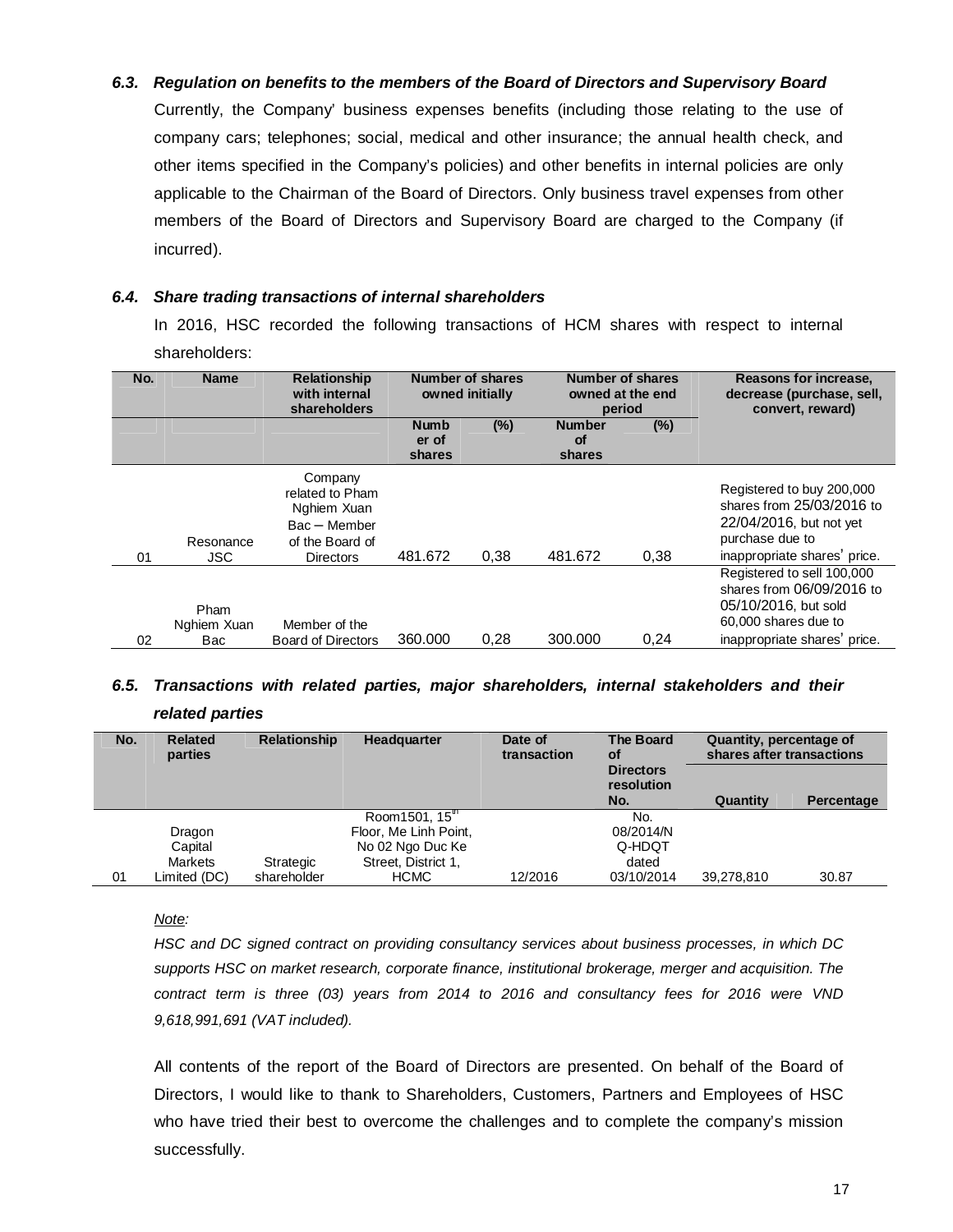### 6.3. Regulation on benefits to the members of the Board of Directors and Supervisory Board

Currently, the Company' business expenses benefits (including those relating to the use of company cars; telephones; social, medical and other insurance; the annual health check, and other items specified in the Company's policies) and other benefits in internal policies are only applicable to the Chairman of the Board of Directors. Only business travel expenses from other members of the Board of Directors and Supervisory Board are charged to the Company (if incurred).

### 6.4. Share trading transactions of internal shareholders

In 2016, HSC recorded the following transactions of HCM shares with respect to internal shareholders:

| No. | Name | Relationship with internal shareholders | Number of shares owned initially | | Number of shares owned at the end period | | Reasons for increase, decrease (purchase, sell, convert, reward) |
|---|---|---|---|---|---|---|---|
| | | | Number of shares | (%) | Number of shares | (%) | |
| 01 | Resonance JSC | Company related to Pham Nghiem Xuan Bac – Member of the Board of Directors | 481.672 | 0,38 | 481.672 | 0,38 | Registered to buy 200,000 shares from 25/03/2016 to 22/04/2016, but not yet purchase due to inappropriate shares' price. |
| 02 | Pham Nghiem Xuan Bac | Member of the Board of Directors | 360.000 | 0,28 | 300.000 | 0,24 | Registered to sell 100,000 shares from 06/09/2016 to 05/10/2016, but sold 60,000 shares due to inappropriate shares' price. |

### 6.5. Transactions with related parties, major shareholders, internal stakeholders and their related parties

| No. | Related parties | Relationship | Headquarter | Date of transaction | The Board of Directors resolution No. | Quantity, percentage of shares after transactions | |
|---|---|---|---|---|---|---|---|
| | | | | | | Quantity | Percentage |
| 01 | Dragon Capital Markets Limited (DC) | Strategic shareholder | Room1501, 15th Floor, Me Linh Point, No 02 Ngo Duc Ke Street, District 1, HCMC | 12/2016 | No. 08/2014/NQ-HDQT dated 03/10/2014 | 39,278,810 | 30.87 |

*Note:*

*HSC and DC signed contract on providing consultancy services about business processes, in which DC supports HSC on market research, corporate finance, institutional brokerage, merger and acquisition. The contract term is three (03) years from 2014 to 2016 and consultancy fees for 2016 were VND 9,618,991,691 (VAT included).*

All contents of the report of the Board of Directors are presented. On behalf of the Board of Directors, I would like to thank to Shareholders, Customers, Partners and Employees of HSC who have tried their best to overcome the challenges and to complete the company's mission successfully.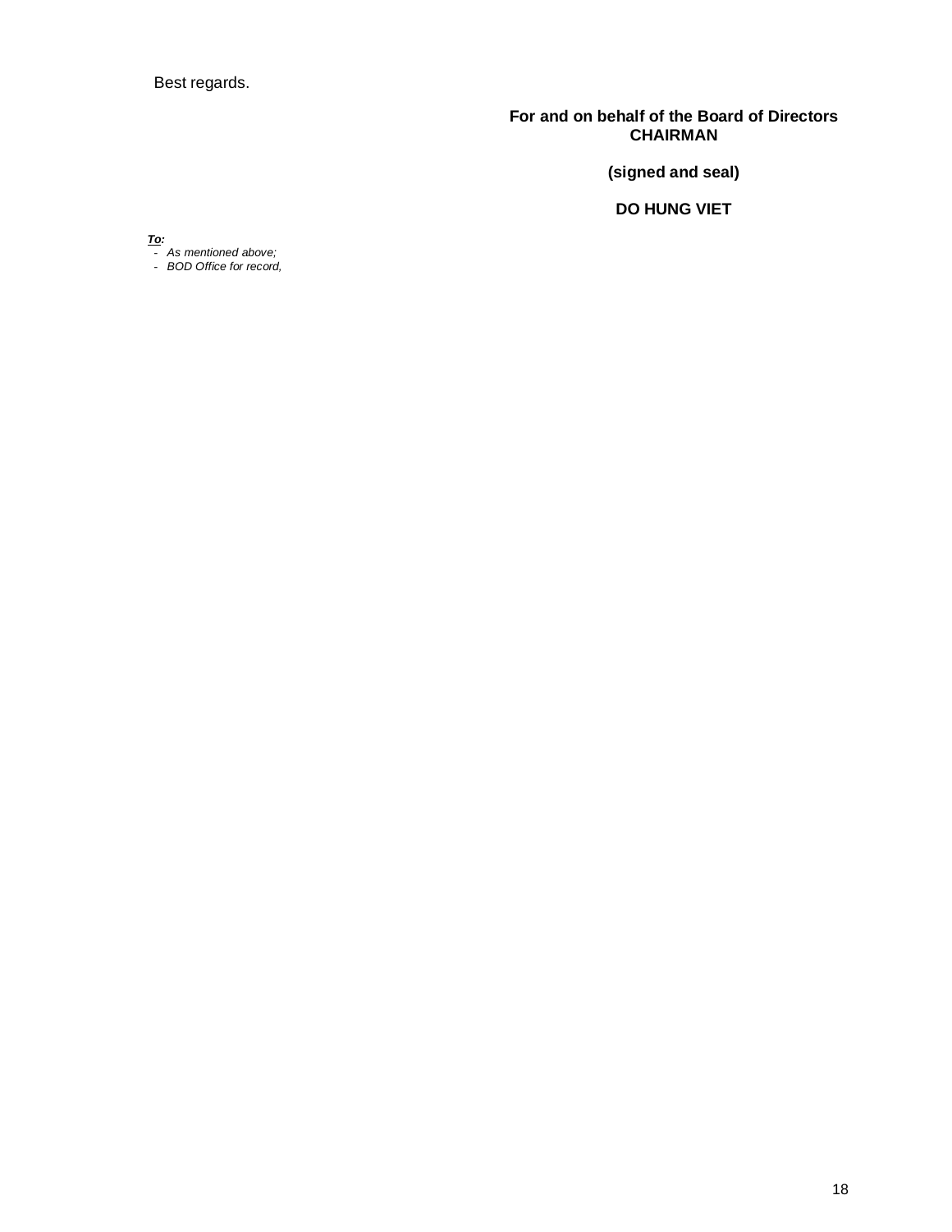Best regards.

**For and on behalf of the Board of Directors**
**CHAIRMAN**

**(signed and seal)**

**DO HUNG VIET**

***To:***
- *As mentioned above;*
- *BOD Office for record,*